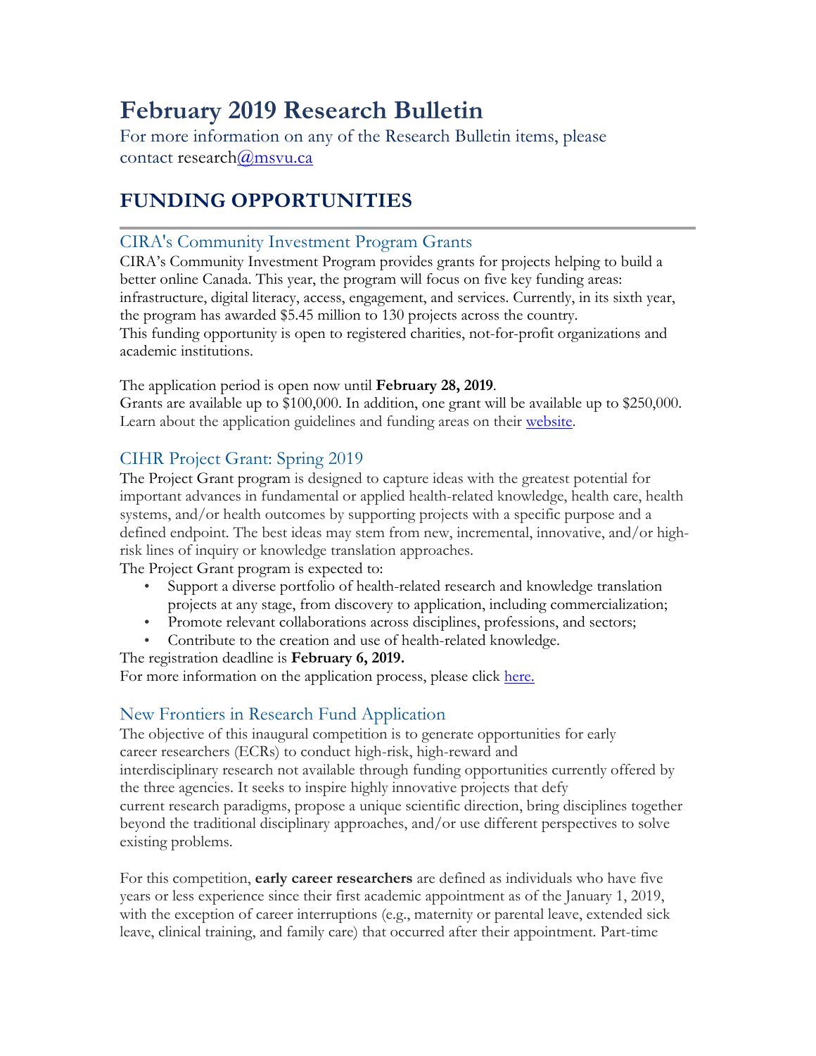# February 2019 Research Bulletin

For more information on any of the Research Bulletin items, please contact research@msvu.ca

## FUNDING OPPORTUNITIES

### CIRA's Community Investment Program Grants

CIRA's Community Investment Program provides grants for projects helping to build a better online Canada. This year, the program will focus on five key funding areas: infrastructure, digital literacy, access, engagement, and services. Currently, in its sixth year, the program has awarded $5.45 million to 130 projects across the country.
This funding opportunity is open to registered charities, not-for-profit organizations and academic institutions.

The application period is open now until **February 28, 2019**.
Grants are available up to $100,000. In addition, one grant will be available up to $250,000. Learn about the application guidelines and funding areas on their website.

### CIHR Project Grant: Spring 2019

The Project Grant program is designed to capture ideas with the greatest potential for important advances in fundamental or applied health-related knowledge, health care, health systems, and/or health outcomes by supporting projects with a specific purpose and a defined endpoint. The best ideas may stem from new, incremental, innovative, and/or high-risk lines of inquiry or knowledge translation approaches.
The Project Grant program is expected to:

- Support a diverse portfolio of health-related research and knowledge translation projects at any stage, from discovery to application, including commercialization;
- Promote relevant collaborations across disciplines, professions, and sectors;
- Contribute to the creation and use of health-related knowledge.

The registration deadline is **February 6, 2019.**
For more information on the application process, please click here.

### New Frontiers in Research Fund Application

The objective of this inaugural competition is to generate opportunities for early career researchers (ECRs) to conduct high-risk, high-reward and interdisciplinary research not available through funding opportunities currently offered by the three agencies. It seeks to inspire highly innovative projects that defy current research paradigms, propose a unique scientific direction, bring disciplines together beyond the traditional disciplinary approaches, and/or use different perspectives to solve existing problems.

For this competition, **early career researchers** are defined as individuals who have five years or less experience since their first academic appointment as of the January 1, 2019, with the exception of career interruptions (e.g., maternity or parental leave, extended sick leave, clinical training, and family care) that occurred after their appointment. Part-time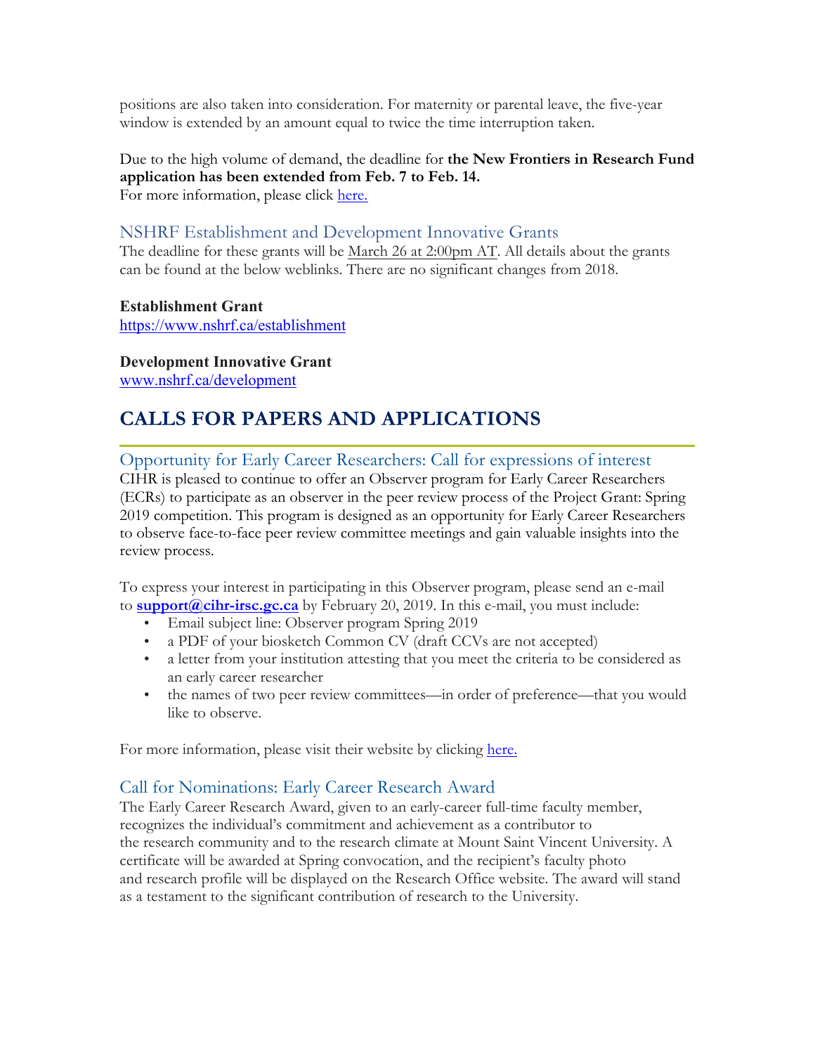positions are also taken into consideration. For maternity or parental leave, the five-year window is extended by an amount equal to twice the time interruption taken.

Due to the high volume of demand, the deadline for **the New Frontiers in Research Fund application has been extended from Feb. 7 to Feb. 14.**
For more information, please click [here.]()

### NSHRF Establishment and Development Innovative Grants

The deadline for these grants will be March 26 at 2:00pm AT. All details about the grants can be found at the below weblinks. There are no significant changes from 2018.

**Establishment Grant**
https://www.nshrf.ca/establishment

**Development Innovative Grant**
www.nshrf.ca/development

## CALLS FOR PAPERS AND APPLICATIONS

### Opportunity for Early Career Researchers: Call for expressions of interest

CIHR is pleased to continue to offer an Observer program for Early Career Researchers (ECRs) to participate as an observer in the peer review process of the Project Grant: Spring 2019 competition. This program is designed as an opportunity for Early Career Researchers to observe face-to-face peer review committee meetings and gain valuable insights into the review process.

To express your interest in participating in this Observer program, please send an e-mail to **support@cihr-irsc.gc.ca** by February 20, 2019. In this e-mail, you must include:

- Email subject line: Observer program Spring 2019
- a PDF of your biosketch Common CV (draft CCVs are not accepted)
- a letter from your institution attesting that you meet the criteria to be considered as an early career researcher
- the names of two peer review committees—in order of preference—that you would like to observe.

For more information, please visit their website by clicking [here.]()

### Call for Nominations: Early Career Research Award

The Early Career Research Award, given to an early-career full-time faculty member, recognizes the individual's commitment and achievement as a contributor to the research community and to the research climate at Mount Saint Vincent University. A certificate will be awarded at Spring convocation, and the recipient's faculty photo and research profile will be displayed on the Research Office website. The award will stand as a testament to the significant contribution of research to the University.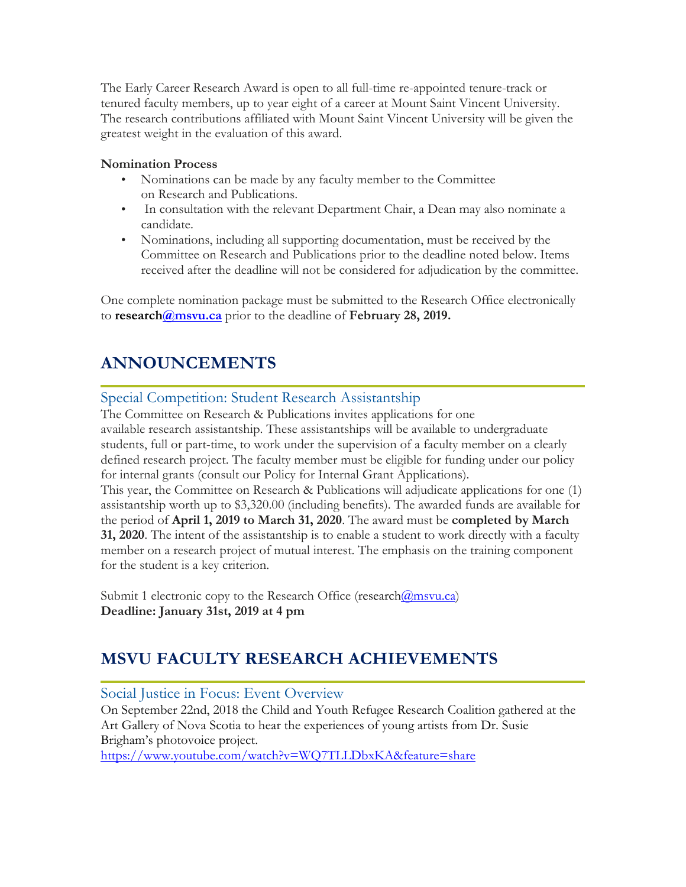The Early Career Research Award is open to all full-time re-appointed tenure-track or tenured faculty members, up to year eight of a career at Mount Saint Vincent University. The research contributions affiliated with Mount Saint Vincent University will be given the greatest weight in the evaluation of this award.

**Nomination Process**

- Nominations can be made by any faculty member to the Committee on Research and Publications.
- In consultation with the relevant Department Chair, a Dean may also nominate a candidate.
- Nominations, including all supporting documentation, must be received by the Committee on Research and Publications prior to the deadline noted below. Items received after the deadline will not be considered for adjudication by the committee.

One complete nomination package must be submitted to the Research Office electronically to **research@msvu.ca** prior to the deadline of **February 28, 2019.**

## ANNOUNCEMENTS

### Special Competition: Student Research Assistantship

The Committee on Research & Publications invites applications for one available research assistantship. These assistantships will be available to undergraduate students, full or part-time, to work under the supervision of a faculty member on a clearly defined research project. The faculty member must be eligible for funding under our policy for internal grants (consult our Policy for Internal Grant Applications).
This year, the Committee on Research & Publications will adjudicate applications for one (1) assistantship worth up to $3,320.00 (including benefits). The awarded funds are available for the period of **April 1, 2019 to March 31, 2020**. The award must be **completed by March 31, 2020**. The intent of the assistantship is to enable a student to work directly with a faculty member on a research project of mutual interest. The emphasis on the training component for the student is a key criterion.

Submit 1 electronic copy to the Research Office (research@msvu.ca)
**Deadline: January 31st, 2019 at 4 pm**

## MSVU FACULTY RESEARCH ACHIEVEMENTS

### Social Justice in Focus: Event Overview

On September 22nd, 2018 the Child and Youth Refugee Research Coalition gathered at the Art Gallery of Nova Scotia to hear the experiences of young artists from Dr. Susie Brigham's photovoice project.
https://www.youtube.com/watch?v=WQ7TLLDbxKA&feature=share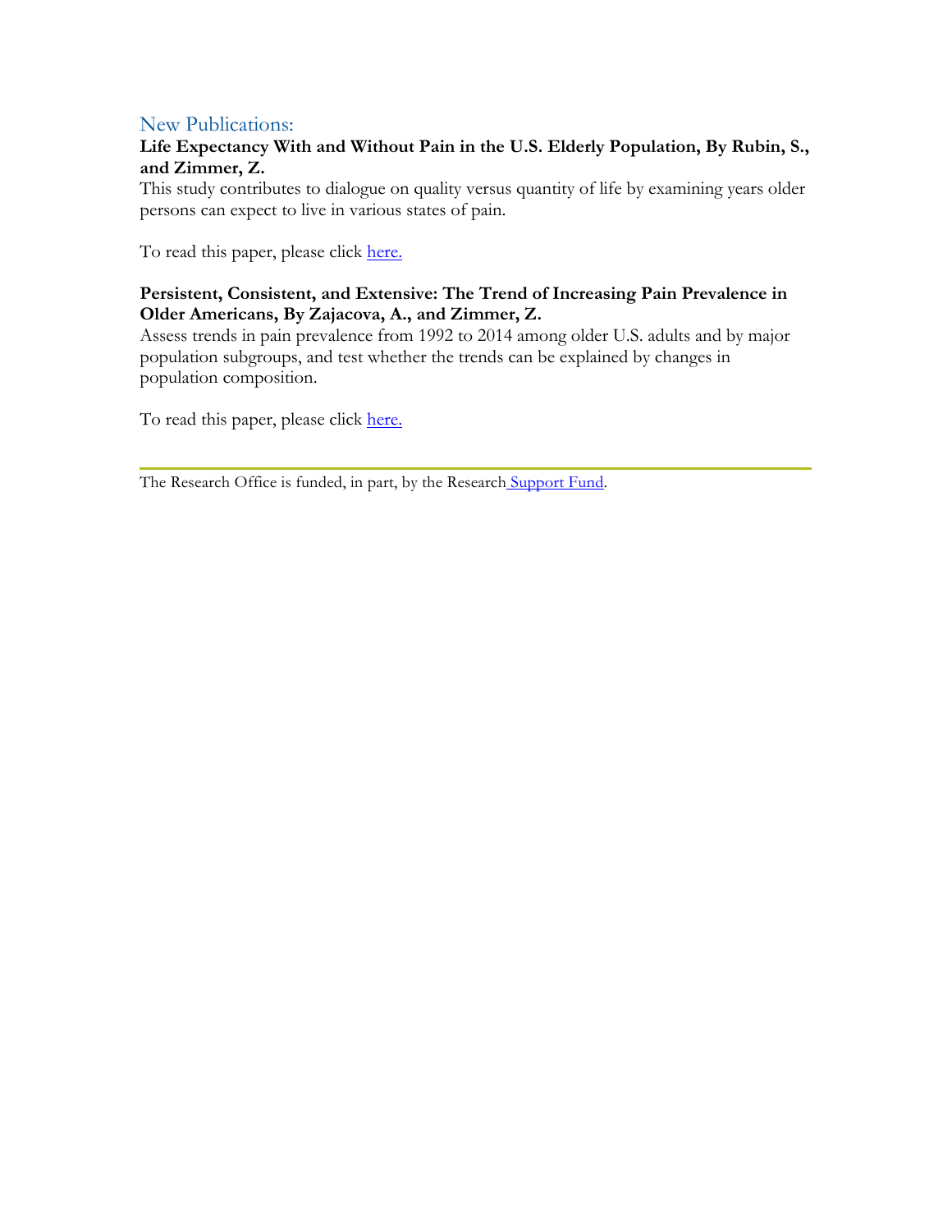## New Publications:

**Life Expectancy With and Without Pain in the U.S. Elderly Population, By Rubin, S., and Zimmer, Z.**

This study contributes to dialogue on quality versus quantity of life by examining years older persons can expect to live in various states of pain.

To read this paper, please click here.

**Persistent, Consistent, and Extensive: The Trend of Increasing Pain Prevalence in Older Americans, By Zajacova, A., and Zimmer, Z.**

Assess trends in pain prevalence from 1992 to 2014 among older U.S. adults and by major population subgroups, and test whether the trends can be explained by changes in population composition.

To read this paper, please click here.

---

The Research Office is funded, in part, by the Research Support Fund.